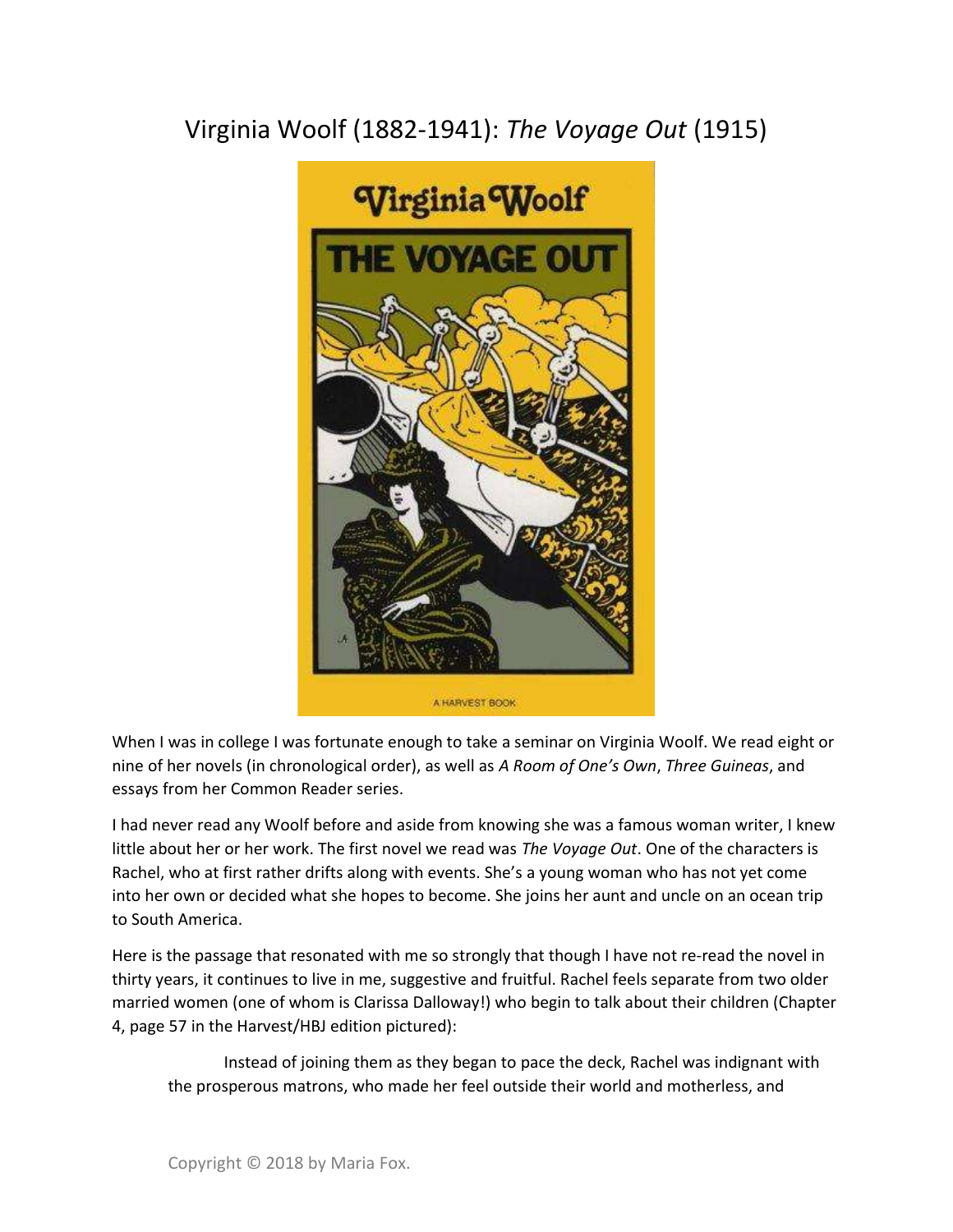# Virginia Woolf (1882-1941): *The Voyage Out* (1915)

When I was in college I was fortunate enough to take a seminar on Virginia Woolf. We read eight or nine of her novels (in chronological order), as well as *A Room of One's Own*, *Three Guineas*, and essays from her Common Reader series.

I had never read any Woolf before and aside from knowing she was a famous woman writer, I knew little about her or her work. The first novel we read was *The Voyage Out*. One of the characters is Rachel, who at first rather drifts along with events. She's a young woman who has not yet come into her own or decided what she hopes to become. She joins her aunt and uncle on an ocean trip to South America.

Here is the passage that resonated with me so strongly that though I have not re-read the novel in thirty years, it continues to live in me, suggestive and fruitful. Rachel feels separate from two older married women (one of whom is Clarissa Dalloway!) who begin to talk about their children (Chapter 4, page 57 in the Harvest/HBJ edition pictured):

> Instead of joining them as they began to pace the deck, Rachel was indignant with the prosperous matrons, who made her feel outside their world and motherless, and

Copyright © 2018 by Maria Fox.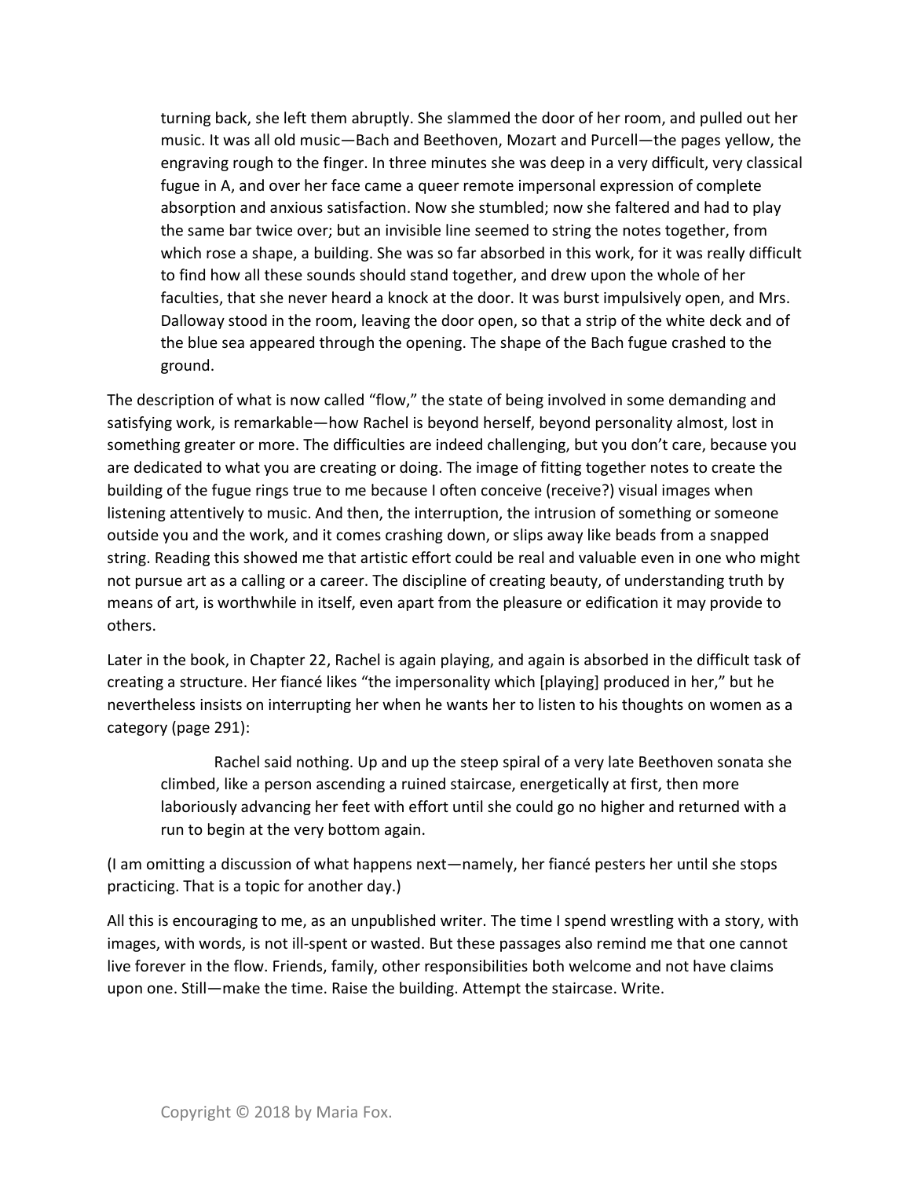> turning back, she left them abruptly. She slammed the door of her room, and pulled out her music. It was all old music—Bach and Beethoven, Mozart and Purcell—the pages yellow, the engraving rough to the finger. In three minutes she was deep in a very difficult, very classical fugue in A, and over her face came a queer remote impersonal expression of complete absorption and anxious satisfaction. Now she stumbled; now she faltered and had to play the same bar twice over; but an invisible line seemed to string the notes together, from which rose a shape, a building. She was so far absorbed in this work, for it was really difficult to find how all these sounds should stand together, and drew upon the whole of her faculties, that she never heard a knock at the door. It was burst impulsively open, and Mrs. Dalloway stood in the room, leaving the door open, so that a strip of the white deck and of the blue sea appeared through the opening. The shape of the Bach fugue crashed to the ground.

The description of what is now called "flow," the state of being involved in some demanding and satisfying work, is remarkable—how Rachel is beyond herself, beyond personality almost, lost in something greater or more. The difficulties are indeed challenging, but you don't care, because you are dedicated to what you are creating or doing. The image of fitting together notes to create the building of the fugue rings true to me because I often conceive (receive?) visual images when listening attentively to music. And then, the interruption, the intrusion of something or someone outside you and the work, and it comes crashing down, or slips away like beads from a snapped string. Reading this showed me that artistic effort could be real and valuable even in one who might not pursue art as a calling or a career. The discipline of creating beauty, of understanding truth by means of art, is worthwhile in itself, even apart from the pleasure or edification it may provide to others.

Later in the book, in Chapter 22, Rachel is again playing, and again is absorbed in the difficult task of creating a structure. Her fiancé likes "the impersonality which [playing] produced in her," but he nevertheless insists on interrupting her when he wants her to listen to his thoughts on women as a category (page 291):

> Rachel said nothing. Up and up the steep spiral of a very late Beethoven sonata she climbed, like a person ascending a ruined staircase, energetically at first, then more laboriously advancing her feet with effort until she could go no higher and returned with a run to begin at the very bottom again.

(I am omitting a discussion of what happens next—namely, her fiancé pesters her until she stops practicing. That is a topic for another day.)

All this is encouraging to me, as an unpublished writer. The time I spend wrestling with a story, with images, with words, is not ill-spent or wasted. But these passages also remind me that one cannot live forever in the flow. Friends, family, other responsibilities both welcome and not have claims upon one. Still—make the time. Raise the building. Attempt the staircase. Write.

Copyright © 2018 by Maria Fox.